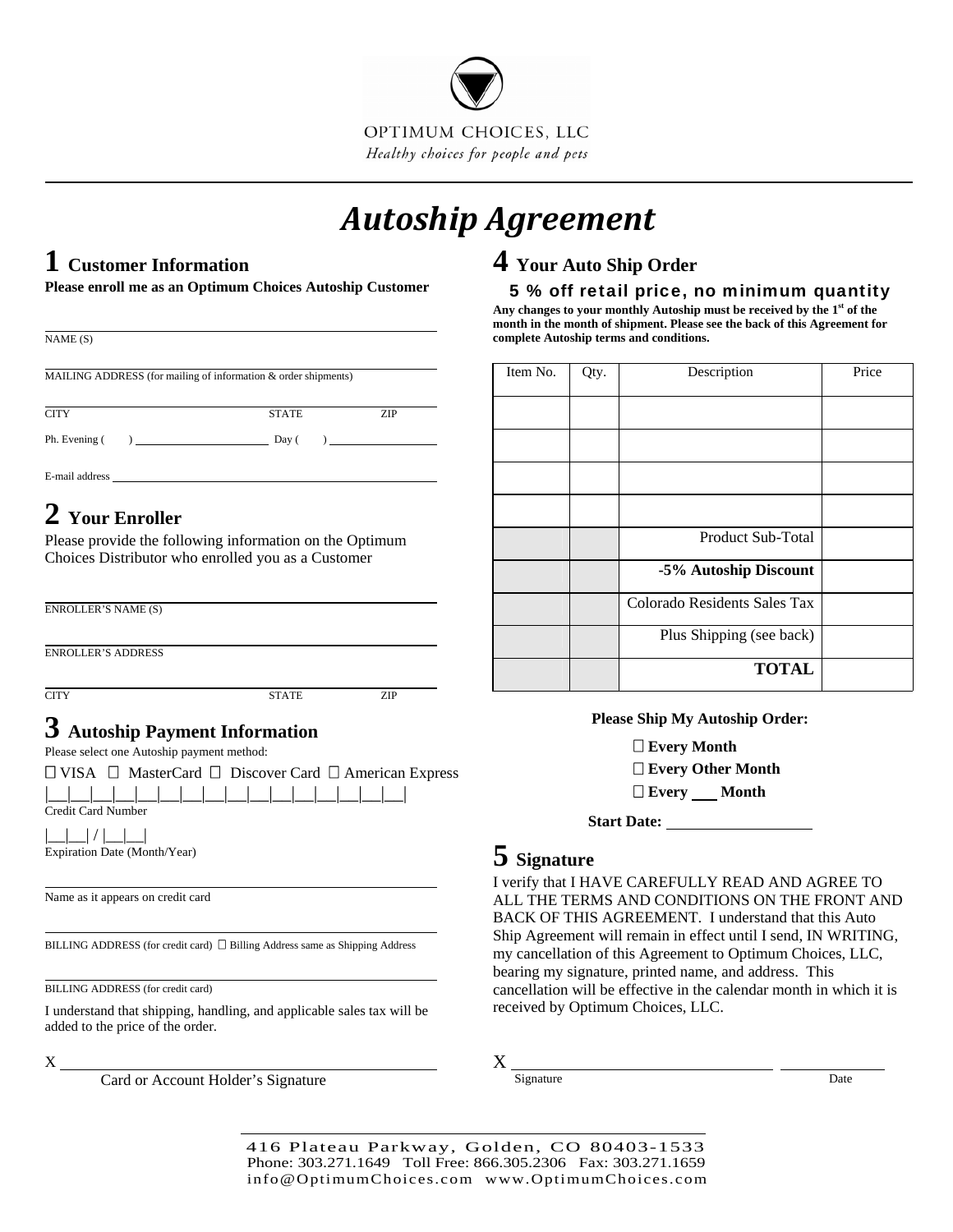OPTIMUM CHOICES, LLC

*Healthy choices for people and pets*

# *Autoship Agreement*

## 1 Customer Information

**Please enroll me as an Optimum Choices Autoship Customer**

NAME (S) ______________________________

MAILING ADDRESS (for mailing of information & order shipments) ______________________________

CITY ____________ STATE ______ ZIP ______

Ph. Evening (   ) ____________ Day (   ) ____________

E-mail address ______________________________

## 2 Your Enroller

Please provide the following information on the Optimum Choices Distributor who enrolled you as a Customer

ENROLLER'S NAME (S) ______________________________

ENROLLER'S ADDRESS ______________________________

CITY ____________ STATE ______ ZIP ______

## 3 Autoship Payment Information

Please select one Autoship payment method:

☐ VISA ☐ MasterCard ☐ Discover Card ☐ American Express

|__|__|__|__|__|__|__|__|__|__|__|__|__|__|__|__|

Credit Card Number

|__|__| / |__|__|

Expiration Date (Month/Year)

Name as it appears on credit card ______________________________

BILLING ADDRESS (for credit card) ☐ Billing Address same as Shipping Address ______________________________

BILLING ADDRESS (for credit card) ______________________________

I understand that shipping, handling, and applicable sales tax will be added to the price of the order.

X ______________________________

Card or Account Holder's Signature

## 4 Your Auto Ship Order

**5 % off retail price, no minimum quantity**

**Any changes to your monthly Autoship must be received by the 1st of the month in the month of shipment. Please see the back of this Agreement for complete Autoship terms and conditions.**

| Item No. | Qty. | Description | Price |
|---|---|---|---|
| | | | |
| | | | |
| | | | |
| | | | |
| | | Product Sub-Total | |
| | | **-5% Autoship Discount** | |
| | | Colorado Residents Sales Tax | |
| | | Plus Shipping (see back) | |
| | | **TOTAL** | |

**Please Ship My Autoship Order:**

☐ **Every Month**

☐ **Every Other Month**

☐ **Every ___ Month**

**Start Date:** ____________

## 5 Signature

I verify that I HAVE CAREFULLY READ AND AGREE TO ALL THE TERMS AND CONDITIONS ON THE FRONT AND BACK OF THIS AGREEMENT. I understand that this Auto Ship Agreement will remain in effect until I send, IN WRITING, my cancellation of this Agreement to Optimum Choices, LLC, bearing my signature, printed name, and address. This cancellation will be effective in the calendar month in which it is received by Optimum Choices, LLC.

X ______________________________ ____________

Signature Date

416 Plateau Parkway, Golden, CO 80403-1533

Phone: 303.271.1649 Toll Free: 866.305.2306 Fax: 303.271.1659

info@OptimumChoices.com www.OptimumChoices.com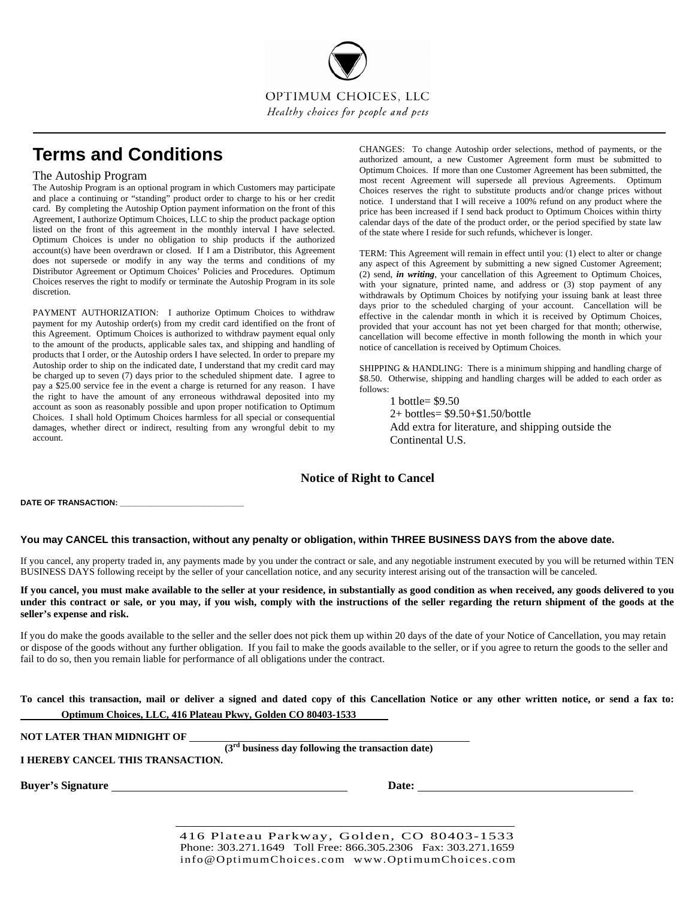OPTIMUM CHOICES, LLC

*Healthy choices for people and pets*

# Terms and Conditions

## The Autoship Program

The Autoship Program is an optional program in which Customers may participate and place a continuing or "standing" product order to charge to his or her credit card. By completing the Autoship Option payment information on the front of this Agreement, I authorize Optimum Choices, LLC to ship the product package option listed on the front of this agreement in the monthly interval I have selected. Optimum Choices is under no obligation to ship products if the authorized account(s) have been overdrawn or closed. If I am a Distributor, this Agreement does not supersede or modify in any way the terms and conditions of my Distributor Agreement or Optimum Choices' Policies and Procedures. Optimum Choices reserves the right to modify or terminate the Autoship Program in its sole discretion.

PAYMENT AUTHORIZATION: I authorize Optimum Choices to withdraw payment for my Autoship order(s) from my credit card identified on the front of this Agreement. Optimum Choices is authorized to withdraw payment equal only to the amount of the products, applicable sales tax, and shipping and handling of products that I order, or the Autoship orders I have selected. In order to prepare my Autoship order to ship on the indicated date, I understand that my credit card may be charged up to seven (7) days prior to the scheduled shipment date. I agree to pay a $25.00 service fee in the event a charge is returned for any reason. I have the right to have the amount of any erroneous withdrawal deposited into my account as soon as reasonably possible and upon proper notification to Optimum Choices. I shall hold Optimum Choices harmless for all special or consequential damages, whether direct or indirect, resulting from any wrongful debit to my account.

CHANGES: To change Autoship order selections, method of payments, or the authorized amount, a new Customer Agreement form must be submitted to Optimum Choices. If more than one Customer Agreement has been submitted, the most recent Agreement will supersede all previous Agreements. Optimum Choices reserves the right to substitute products and/or change prices without notice. I understand that I will receive a 100% refund on any product where the price has been increased if I send back product to Optimum Choices within thirty calendar days of the date of the product order, or the period specified by state law of the state where I reside for such refunds, whichever is longer.

TERM: This Agreement will remain in effect until you: (1) elect to alter or change any aspect of this Agreement by submitting a new signed Customer Agreement; (2) send, ***in writing***, your cancellation of this Agreement to Optimum Choices, with your signature, printed name, and address or (3) stop payment of any withdrawals by Optimum Choices by notifying your issuing bank at least three days prior to the scheduled charging of your account. Cancellation will be effective in the calendar month in which it is received by Optimum Choices, provided that your account has not yet been charged for that month; otherwise, cancellation will become effective in month following the month in which your notice of cancellation is received by Optimum Choices.

SHIPPING & HANDLING: There is a minimum shipping and handling charge of $8.50. Otherwise, shipping and handling charges will be added to each order as follows:

1 bottle= $9.50
2+ bottles= $9.50+$1.50/bottle
Add extra for literature, and shipping outside the Continental U.S.

## Notice of Right to Cancel

**DATE OF TRANSACTION:** ____________________________

**You may CANCEL this transaction, without any penalty or obligation, within THREE BUSINESS DAYS from the above date.**

If you cancel, any property traded in, any payments made by you under the contract or sale, and any negotiable instrument executed by you will be returned within TEN BUSINESS DAYS following receipt by the seller of your cancellation notice, and any security interest arising out of the transaction will be canceled.

**If you cancel, you must make available to the seller at your residence, in substantially as good condition as when received, any goods delivered to you under this contract or sale, or you may, if you wish, comply with the instructions of the seller regarding the return shipment of the goods at the seller's expense and risk.**

If you do make the goods available to the seller and the seller does not pick them up within 20 days of the date of your Notice of Cancellation, you may retain or dispose of the goods without any further obligation. If you fail to make the goods available to the seller, or if you agree to return the goods to the seller and fail to do so, then you remain liable for performance of all obligations under the contract.

**To cancel this transaction, mail or deliver a signed and dated copy of this Cancellation Notice or any other written notice, or send a fax to:**
**Optimum Choices, LLC, 416 Plateau Pkwy, Golden CO 80403-1533**

**NOT LATER THAN MIDNIGHT OF** ____________________________
**(3rd business day following the transaction date)**

**I HEREBY CANCEL THIS TRANSACTION.**

**Buyer's Signature** ____________________________ **Date:** ____________________________

416 Plateau Parkway, Golden, CO 80403-1533
Phone: 303.271.1649 Toll Free: 866.305.2306 Fax: 303.271.1659
info@OptimumChoices.com www.OptimumChoices.com